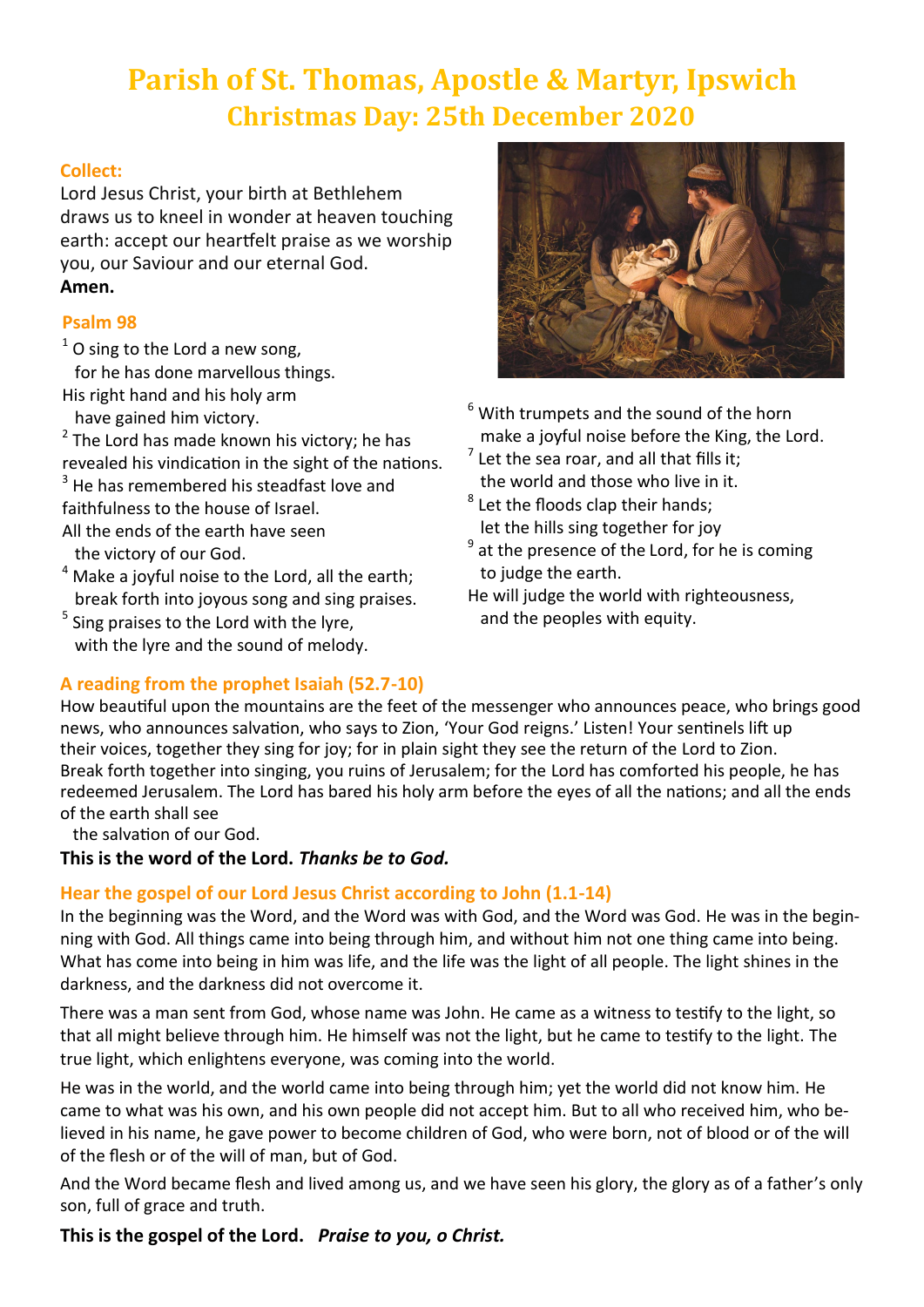# Parish of St. Thomas, Apostle & Martyr, Ipswich

## Christmas Day: 25th December 2020

### Collect:

Lord Jesus Christ, your birth at Bethlehem draws us to kneel in wonder at heaven touching earth: accept our heartfelt praise as we worship you, our Saviour and our eternal God.
**Amen.**

### Psalm 98

[1] O sing to the Lord a new song,
for he has done marvellous things.
His right hand and his holy arm
have gained him victory.
[2] The Lord has made known his victory; he has revealed his vindication in the sight of the nations.
[3] He has remembered his steadfast love and faithfulness to the house of Israel.
All the ends of the earth have seen
the victory of our God.
[4] Make a joyful noise to the Lord, all the earth;
break forth into joyous song and sing praises.
[5] Sing praises to the Lord with the lyre,
with the lyre and the sound of melody.
[6] With trumpets and the sound of the horn
make a joyful noise before the King, the Lord.
[7] Let the sea roar, and all that fills it;
the world and those who live in it.
[8] Let the floods clap their hands;
let the hills sing together for joy
[9] at the presence of the Lord, for he is coming
to judge the earth.
He will judge the world with righteousness,
and the peoples with equity.

### A reading from the prophet Isaiah (52.7-10)

How beautiful upon the mountains are the feet of the messenger who announces peace, who brings good news, who announces salvation, who says to Zion, 'Your God reigns.' Listen! Your sentinels lift up their voices, together they sing for joy; for in plain sight they see the return of the Lord to Zion. Break forth together into singing, you ruins of Jerusalem; for the Lord has comforted his people, he has redeemed Jerusalem. The Lord has bared his holy arm before the eyes of all the nations; and all the ends of the earth shall see
the salvation of our God.

**This is the word of the Lord. *Thanks be to God.***

### Hear the gospel of our Lord Jesus Christ according to John (1.1-14)

In the beginning was the Word, and the Word was with God, and the Word was God. He was in the beginning with God. All things came into being through him, and without him not one thing came into being. What has come into being in him was life, and the life was the light of all people. The light shines in the darkness, and the darkness did not overcome it.

There was a man sent from God, whose name was John. He came as a witness to testify to the light, so that all might believe through him. He himself was not the light, but he came to testify to the light. The true light, which enlightens everyone, was coming into the world.

He was in the world, and the world came into being through him; yet the world did not know him. He came to what was his own, and his own people did not accept him. But to all who received him, who believed in his name, he gave power to become children of God, who were born, not of blood or of the will of the flesh or of the will of man, but of God.

And the Word became flesh and lived among us, and we have seen his glory, the glory as of a father's only son, full of grace and truth.

**This is the gospel of the Lord. *Praise to you, o Christ.***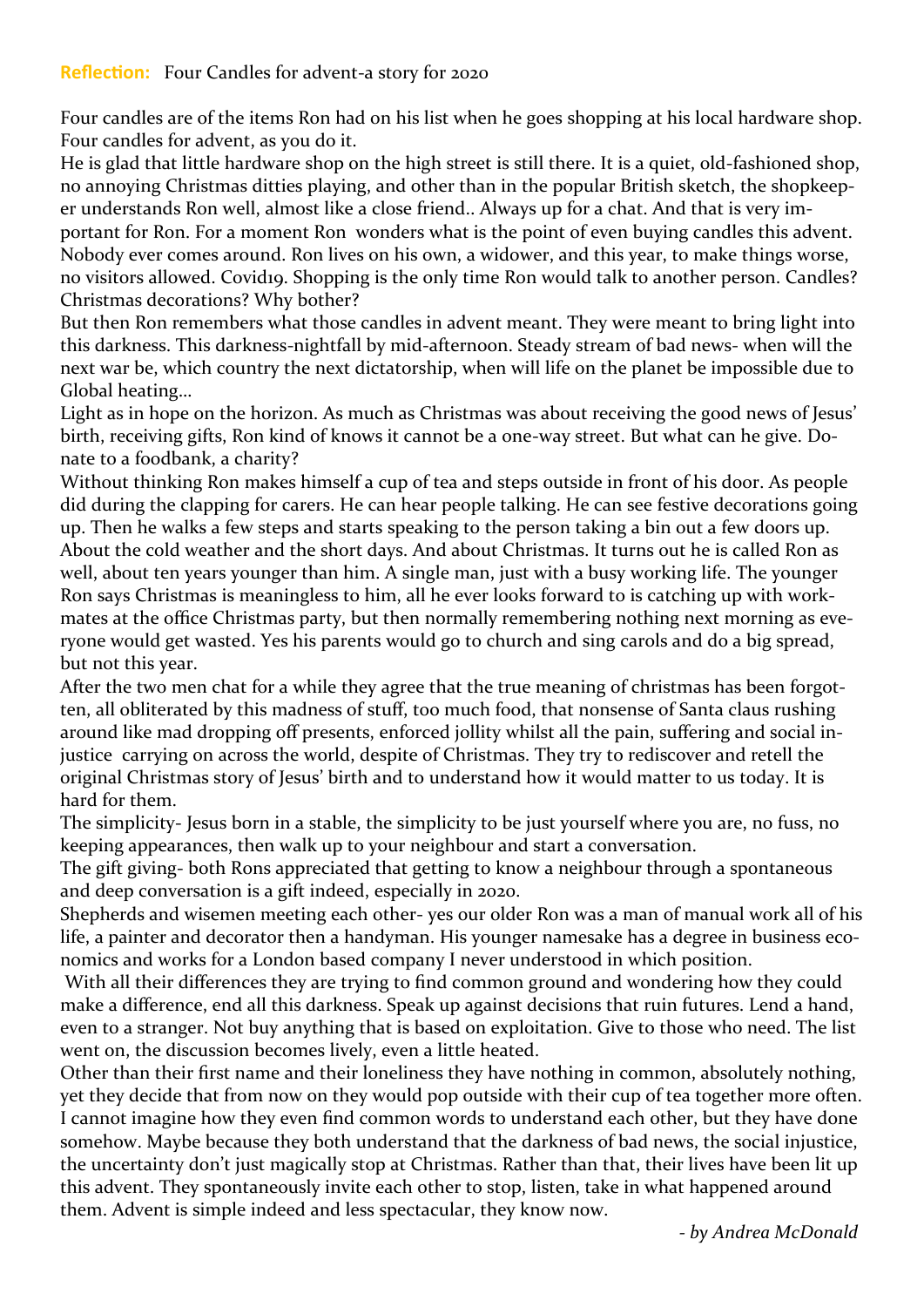**Reflection:** Four Candles for advent-a story for 2020

Four candles are of the items Ron had on his list when he goes shopping at his local hardware shop. Four candles for advent, as you do it.

He is glad that little hardware shop on the high street is still there. It is a quiet, old-fashioned shop, no annoying Christmas ditties playing, and other than in the popular British sketch, the shopkeeper understands Ron well, almost like a close friend.. Always up for a chat. And that is very important for Ron. For a moment Ron wonders what is the point of even buying candles this advent. Nobody ever comes around. Ron lives on his own, a widower, and this year, to make things worse, no visitors allowed. Covid19. Shopping is the only time Ron would talk to another person. Candles? Christmas decorations? Why bother?

But then Ron remembers what those candles in advent meant. They were meant to bring light into this darkness. This darkness-nightfall by mid-afternoon. Steady stream of bad news- when will the next war be, which country the next dictatorship, when will life on the planet be impossible due to Global heating…

Light as in hope on the horizon. As much as Christmas was about receiving the good news of Jesus' birth, receiving gifts, Ron kind of knows it cannot be a one-way street. But what can he give. Donate to a foodbank, a charity?

Without thinking Ron makes himself a cup of tea and steps outside in front of his door. As people did during the clapping for carers. He can hear people talking. He can see festive decorations going up. Then he walks a few steps and starts speaking to the person taking a bin out a few doors up. About the cold weather and the short days. And about Christmas. It turns out he is called Ron as well, about ten years younger than him. A single man, just with a busy working life. The younger Ron says Christmas is meaningless to him, all he ever looks forward to is catching up with workmates at the office Christmas party, but then normally remembering nothing next morning as everyone would get wasted. Yes his parents would go to church and sing carols and do a big spread, but not this year.

After the two men chat for a while they agree that the true meaning of christmas has been forgotten, all obliterated by this madness of stuff, too much food, that nonsense of Santa claus rushing around like mad dropping off presents, enforced jollity whilst all the pain, suffering and social injustice carrying on across the world, despite of Christmas. They try to rediscover and retell the original Christmas story of Jesus' birth and to understand how it would matter to us today. It is hard for them.

The simplicity- Jesus born in a stable, the simplicity to be just yourself where you are, no fuss, no keeping appearances, then walk up to your neighbour and start a conversation.

The gift giving- both Rons appreciated that getting to know a neighbour through a spontaneous and deep conversation is a gift indeed, especially in 2020.

Shepherds and wisemen meeting each other- yes our older Ron was a man of manual work all of his life, a painter and decorator then a handyman. His younger namesake has a degree in business economics and works for a London based company I never understood in which position.

With all their differences they are trying to find common ground and wondering how they could make a difference, end all this darkness. Speak up against decisions that ruin futures. Lend a hand, even to a stranger. Not buy anything that is based on exploitation. Give to those who need. The list went on, the discussion becomes lively, even a little heated.

Other than their first name and their loneliness they have nothing in common, absolutely nothing, yet they decide that from now on they would pop outside with their cup of tea together more often. I cannot imagine how they even find common words to understand each other, but they have done somehow. Maybe because they both understand that the darkness of bad news, the social injustice, the uncertainty don't just magically stop at Christmas. Rather than that, their lives have been lit up this advent. They spontaneously invite each other to stop, listen, take in what happened around them. Advent is simple indeed and less spectacular, they know now.

*- by Andrea McDonald*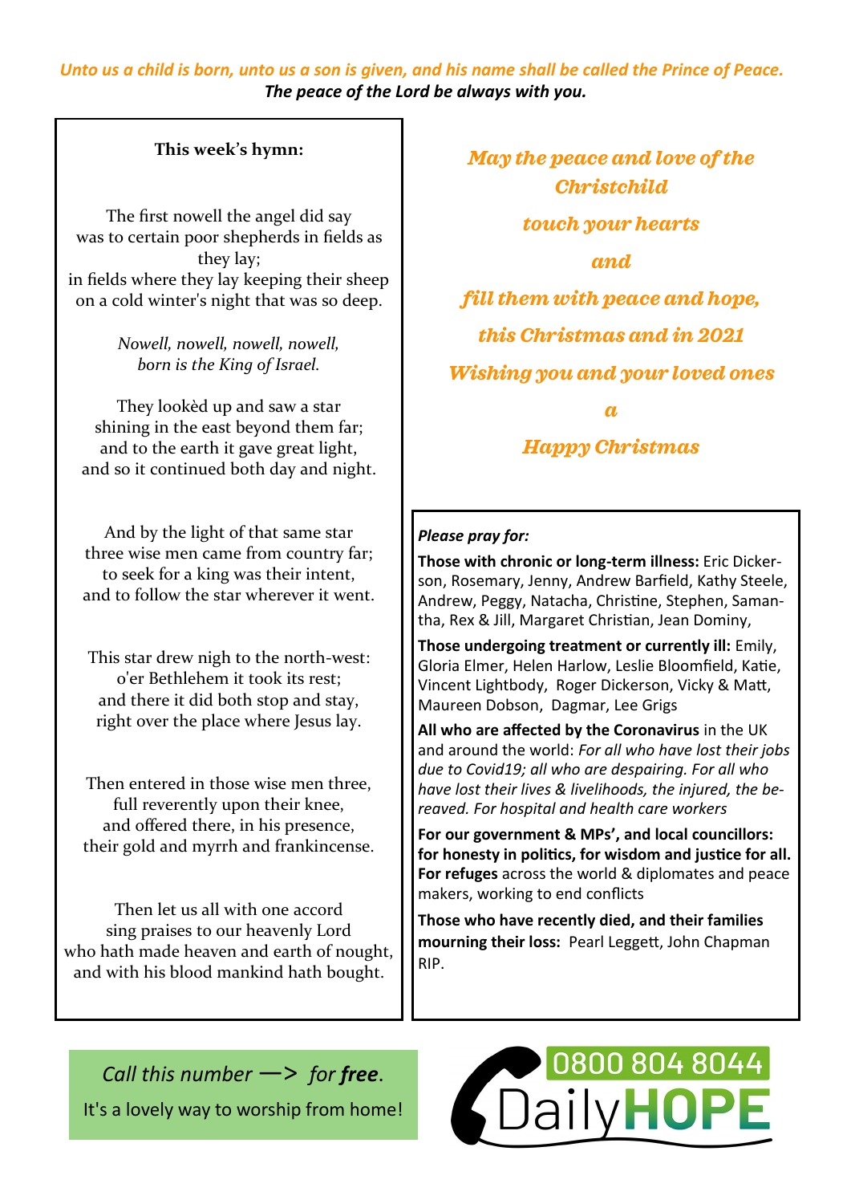*Unto us a child is born, unto us a son is given, and his name shall be called the Prince of Peace.*
***The peace of the Lord be always with you.***

**This week's hymn:**

The first nowell the angel did say
was to certain poor shepherds in fields as they lay;
in fields where they lay keeping their sheep
on a cold winter's night that was so deep.

*Nowell, nowell, nowell, nowell,*
*born is the King of Israel.*

They lookèd up and saw a star
shining in the east beyond them far;
and to the earth it gave great light,
and so it continued both day and night.

And by the light of that same star
three wise men came from country far;
to seek for a king was their intent,
and to follow the star wherever it went.

This star drew nigh to the north-west:
o'er Bethlehem it took its rest;
and there it did both stop and stay,
right over the place where Jesus lay.

Then entered in those wise men three,
full reverently upon their knee,
and offered there, in his presence,
their gold and myrrh and frankincense.

Then let us all with one accord
sing praises to our heavenly Lord
who hath made heaven and earth of nought,
and with his blood mankind hath bought.

*May the peace and love of the Christchild*
*touch your hearts*
*and*
*fill them with peace and hope,*
*this Christmas and in 2021*
*Wishing you and your loved ones*
*a*
*Happy Christmas*

***Please pray for:***

**Those with chronic or long-term illness:** Eric Dickerson, Rosemary, Jenny, Andrew Barfield, Kathy Steele, Andrew, Peggy, Natacha, Christine, Stephen, Samantha, Rex & Jill, Margaret Christian, Jean Dominy,

**Those undergoing treatment or currently ill:** Emily, Gloria Elmer, Helen Harlow, Leslie Bloomfield, Katie, Vincent Lightbody, Roger Dickerson, Vicky & Matt, Maureen Dobson, Dagmar, Lee Grigs

**All who are affected by the Coronavirus** in the UK and around the world: *For all who have lost their jobs due to Covid19; all who are despairing. For all who have lost their lives & livelihoods, the injured, the bereaved. For hospital and health care workers*

**For our government & MPs', and local councillors: for honesty in politics, for wisdom and justice for all. For refuges** across the world & diplomates and peace makers, working to end conflicts

**Those who have recently died, and their families mourning their loss:** Pearl Leggett, John Chapman RIP.

*Call this number —> for* ***free****.*
It's a lovely way to worship from home!

0800 804 8044
Daily**HOPE**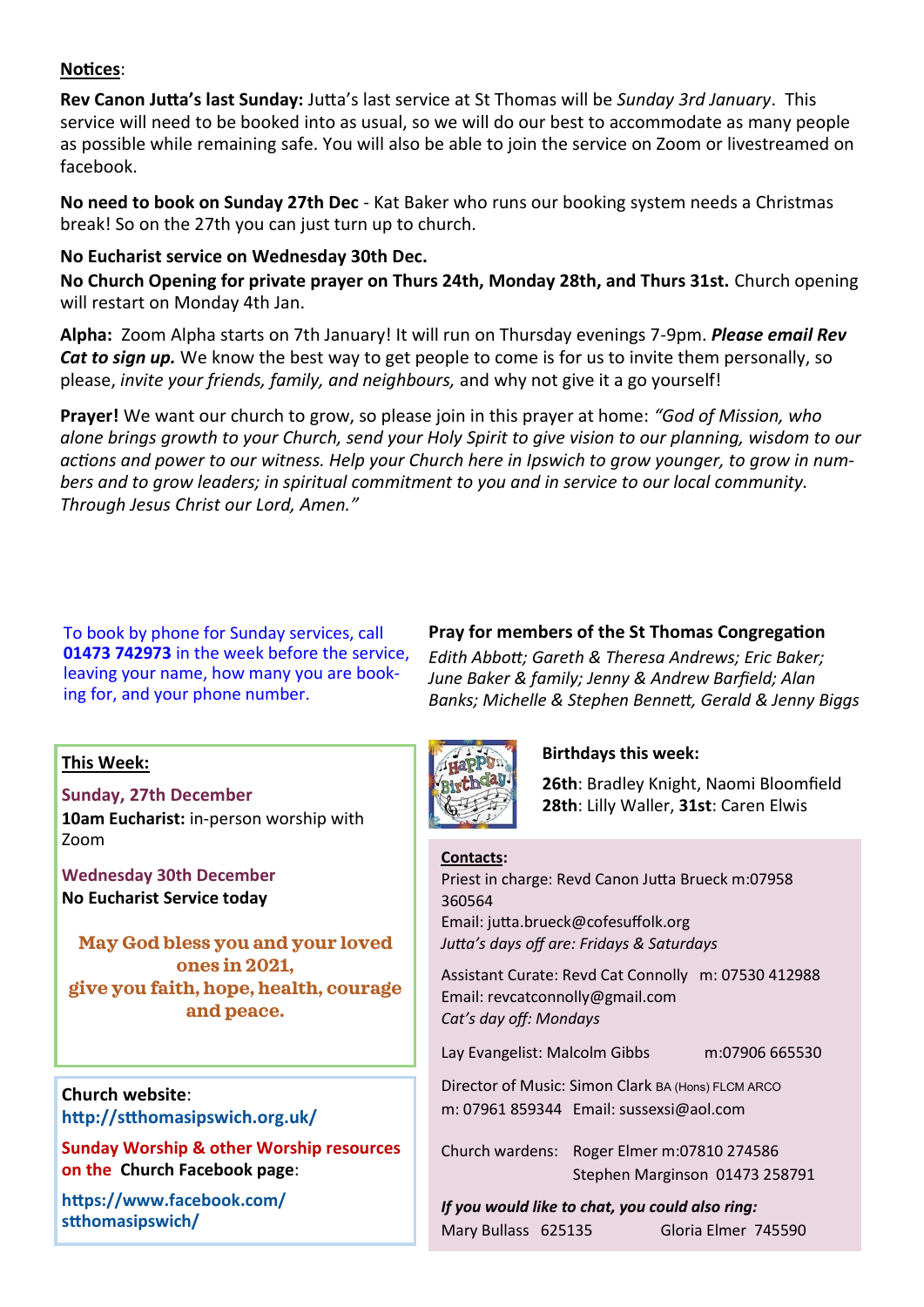**Notices**:

**Rev Canon Jutta's last Sunday:** Jutta's last service at St Thomas will be *Sunday 3rd January*. This service will need to be booked into as usual, so we will do our best to accommodate as many people as possible while remaining safe. You will also be able to join the service on Zoom or livestreamed on facebook.

**No need to book on Sunday 27th Dec** - Kat Baker who runs our booking system needs a Christmas break! So on the 27th you can just turn up to church.

**No Eucharist service on Wednesday 30th Dec.**

**No Church Opening for private prayer on Thurs 24th, Monday 28th, and Thurs 31st.** Church opening will restart on Monday 4th Jan.

**Alpha:** Zoom Alpha starts on 7th January! It will run on Thursday evenings 7-9pm. ***Please email Rev Cat to sign up.*** We know the best way to get people to come is for us to invite them personally, so please, *invite your friends, family, and neighbours,* and why not give it a go yourself!

**Prayer!** We want our church to grow, so please join in this prayer at home: *"God of Mission, who alone brings growth to your Church, send your Holy Spirit to give vision to our planning, wisdom to our actions and power to our witness. Help your Church here in Ipswich to grow younger, to grow in numbers and to grow leaders; in spiritual commitment to you and in service to our local community. Through Jesus Christ our Lord, Amen."*

To book by phone for Sunday services, call **01473 742973** in the week before the service, leaving your name, how many you are booking for, and your phone number.

**This Week:**

**Sunday, 27th December**
**10am Eucharist:** in-person worship with Zoom

**Wednesday 30th December**
**No Eucharist Service today**

**May God bless you and your loved ones in 2021, give you faith, hope, health, courage and peace.**

**Church website**:
**http://stthomasipswich.org.uk/**

**Sunday Worship & other Worship resources on the Church Facebook page**:

**https://www.facebook.com/stthomasipswich/**

**Pray for members of the St Thomas Congregation**

*Edith Abbott; Gareth & Theresa Andrews; Eric Baker; June Baker & family; Jenny & Andrew Barfield; Alan Banks; Michelle & Stephen Bennett, Gerald & Jenny Biggs*

**Birthdays this week:**

**26th**: Bradley Knight, Naomi Bloomfield
**28th**: Lilly Waller, **31st**: Caren Elwis

**Contacts:**

Priest in charge: Revd Canon Jutta Brueck m:07958 360564
Email: jutta.brueck@cofesuffolk.org
*Jutta's days off are: Fridays & Saturdays*

Assistant Curate: Revd Cat Connolly m: 07530 412988
Email: revcatconnolly@gmail.com
*Cat's day off: Mondays*

Lay Evangelist: Malcolm Gibbs m:07906 665530

Director of Music: Simon Clark BA (Hons) FLCM ARCO
m: 07961 859344 Email: sussexsi@aol.com

Church wardens: Roger Elmer m:07810 274586
Stephen Marginson 01473 258791

***If you would like to chat, you could also ring:***
Mary Bullass 625135 Gloria Elmer 745590